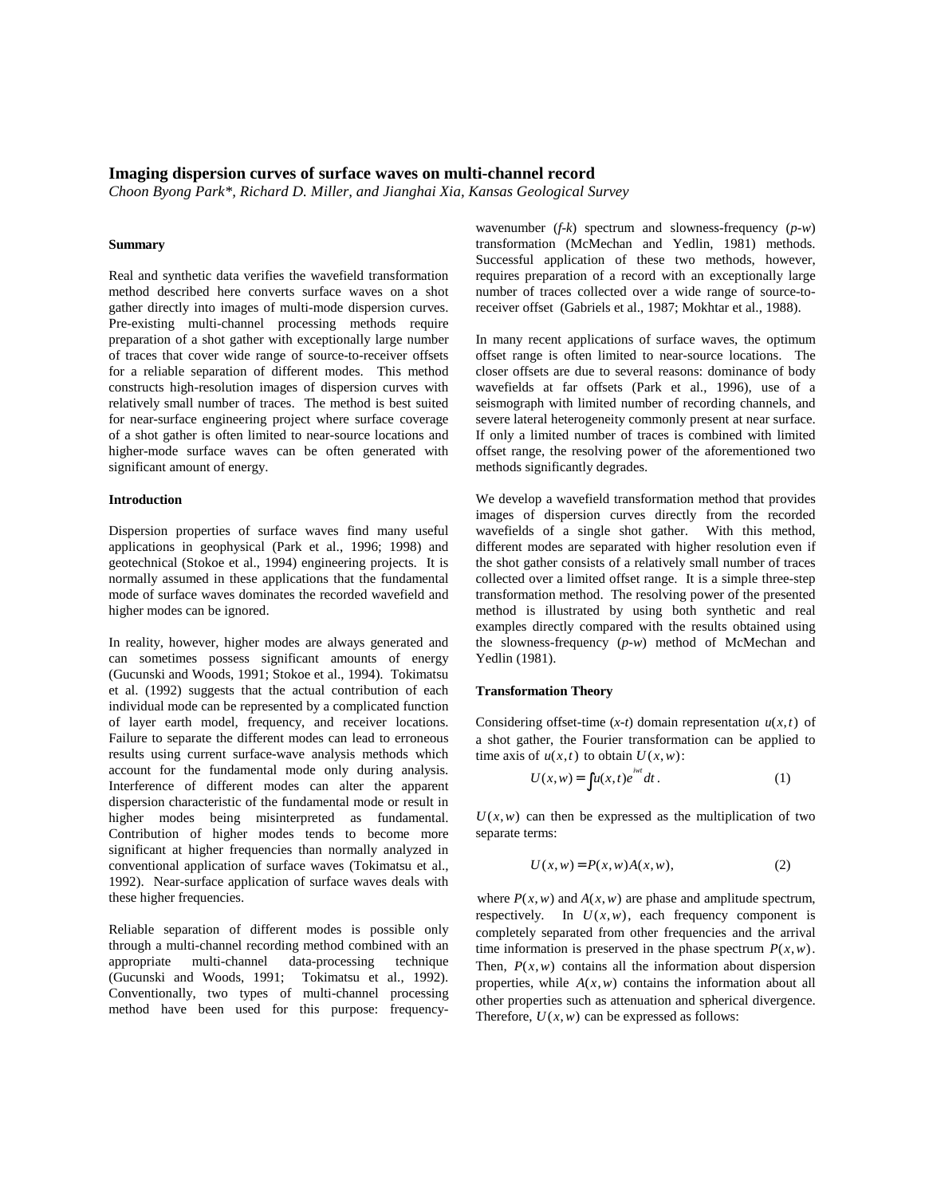# Imaging dispersion curves of surface waves on multi-channel record

*Choon Byong Park\*, Richard D. Miller, and Jianghai Xia, Kansas Geological Survey*

## Summary

Real and synthetic data verifies the wavefield transformation method described here converts surface waves on a shot gather directly into images of multi-mode dispersion curves. Pre-existing multi-channel processing methods require preparation of a shot gather with exceptionally large number of traces that cover wide range of source-to-receiver offsets for a reliable separation of different modes. This method constructs high-resolution images of dispersion curves with relatively small number of traces. The method is best suited for near-surface engineering project where surface coverage of a shot gather is often limited to near-source locations and higher-mode surface waves can be often generated with significant amount of energy.

## Introduction

Dispersion properties of surface waves find many useful applications in geophysical (Park et al., 1996; 1998) and geotechnical (Stokoe et al., 1994) engineering projects. It is normally assumed in these applications that the fundamental mode of surface waves dominates the recorded wavefield and higher modes can be ignored.

In reality, however, higher modes are always generated and can sometimes possess significant amounts of energy (Gucunski and Woods, 1991; Stokoe et al., 1994). Tokimatsu et al. (1992) suggests that the actual contribution of each individual mode can be represented by a complicated function of layer earth model, frequency, and receiver locations. Failure to separate the different modes can lead to erroneous results using current surface-wave analysis methods which account for the fundamental mode only during analysis. Interference of different modes can alter the apparent dispersion characteristic of the fundamental mode or result in higher modes being misinterpreted as fundamental. Contribution of higher modes tends to become more significant at higher frequencies than normally analyzed in conventional application of surface waves (Tokimatsu et al., 1992). Near-surface application of surface waves deals with these higher frequencies.

Reliable separation of different modes is possible only through a multi-channel recording method combined with an appropriate multi-channel data-processing technique (Gucunski and Woods, 1991; Tokimatsu et al., 1992). Conventionally, two types of multi-channel processing method have been used for this purpose: frequency-wavenumber (*f-k*) spectrum and slowness-frequency (*p-w*) transformation (McMechan and Yedlin, 1981) methods. Successful application of these two methods, however, requires preparation of a record with an exceptionally large number of traces collected over a wide range of source-to-receiver offset (Gabriels et al., 1987; Mokhtar et al., 1988).

In many recent applications of surface waves, the optimum offset range is often limited to near-source locations. The closer offsets are due to several reasons: dominance of body wavefields at far offsets (Park et al., 1996), use of a seismograph with limited number of recording channels, and severe lateral heterogeneity commonly present at near surface. If only a limited number of traces is combined with limited offset range, the resolving power of the aforementioned two methods significantly degrades.

We develop a wavefield transformation method that provides images of dispersion curves directly from the recorded wavefields of a single shot gather. With this method, different modes are separated with higher resolution even if the shot gather consists of a relatively small number of traces collected over a limited offset range. It is a simple three-step transformation method. The resolving power of the presented method is illustrated by using both synthetic and real examples directly compared with the results obtained using the slowness-frequency (*p-w*) method of McMechan and Yedlin (1981).

## Transformation Theory

Considering offset-time (*x-t*) domain representation $u(x,t)$ of a shot gather, the Fourier transformation can be applied to time axis of $u(x,t)$ to obtain $U(x,w)$:

$$U(x,w) = \int u(x,t)e^{iwt}dt\,. \tag{1}$$

$U(x,w)$ can then be expressed as the multiplication of two separate terms:

$$U(x,w) = P(x,w)A(x,w), \tag{2}$$

where $P(x,w)$ and $A(x,w)$ are phase and amplitude spectrum, respectively. In $U(x,w)$, each frequency component is completely separated from other frequencies and the arrival time information is preserved in the phase spectrum $P(x,w)$. Then, $P(x,w)$ contains all the information about dispersion properties, while $A(x,w)$ contains the information about all other properties such as attenuation and spherical divergence. Therefore, $U(x,w)$ can be expressed as follows: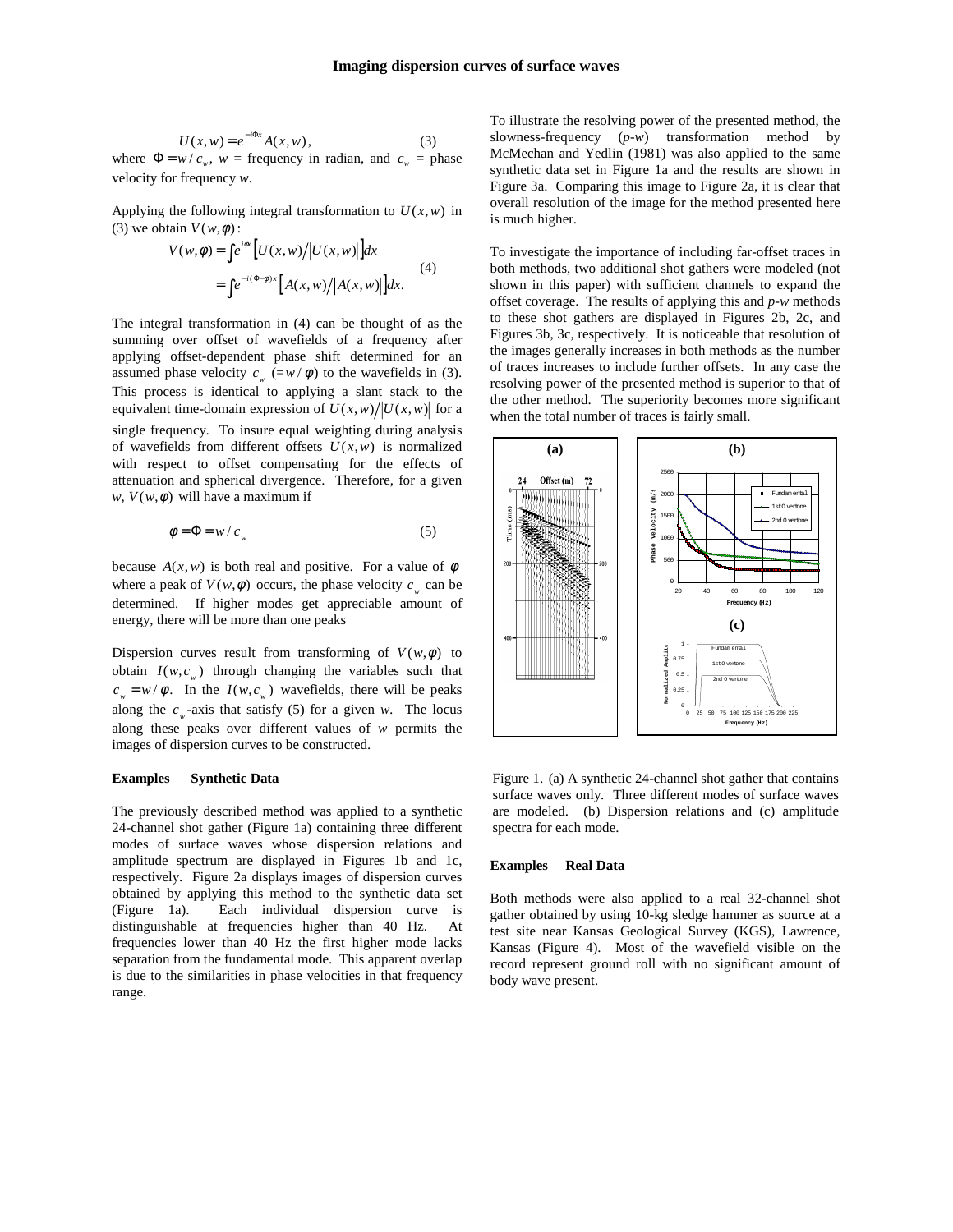$$U(x,w) = e^{-i\Phi x} A(x,w), \qquad (3)$$

where $\Phi = w/c_w$, $w$ = frequency in radian, and $c_w$ = phase velocity for frequency $w$.

Applying the following integral transformation to $U(x,w)$ in (3) we obtain $V(w,\phi)$:

$$V(w,\phi) = \int e^{i\phi x}\left[U(x,w)/|U(x,w)|\right]dx$$
$$= \int e^{-i(\Phi-\phi)x}\left[A(x,w)/|A(x,w)|\right]dx. \qquad (4)$$

The integral transformation in (4) can be thought of as the summing over offset of wavefields of a frequency after applying offset-dependent phase shift determined for an assumed phase velocity $c_w$ ($= w/\phi$) to the wavefields in (3). This process is identical to applying a slant stack to the equivalent time-domain expression of $U(x,w)/|U(x,w)|$ for a single frequency. To insure equal weighting during analysis of wavefields from different offsets $U(x,w)$ is normalized with respect to offset compensating for the effects of attenuation and spherical divergence. Therefore, for a given $w$, $V(w,\phi)$ will have a maximum if

$$\phi = \Phi = w/c_w \qquad (5)$$

because $A(x,w)$ is both real and positive. For a value of $\phi$ where a peak of $V(w,\phi)$ occurs, the phase velocity $c_w$ can be determined. If higher modes get appreciable amount of energy, there will be more than one peaks

Dispersion curves result from transforming of $V(w,\phi)$ to obtain $I(w,c_w)$ through changing the variables such that $c_w = w/\phi$. In the $I(w,c_w)$ wavefields, there will be peaks along the $c_w$-axis that satisfy (5) for a given $w$. The locus along these peaks over different values of $w$ permits the images of dispersion curves to be constructed.

**Examples Synthetic Data**

The previously described method was applied to a synthetic 24-channel shot gather (Figure 1a) containing three different modes of surface waves whose dispersion relations and amplitude spectrum are displayed in Figures 1b and 1c, respectively. Figure 2a displays images of dispersion curves obtained by applying this method to the synthetic data set (Figure 1a). Each individual dispersion curve is distinguishable at frequencies higher than 40 Hz. At frequencies lower than 40 Hz the first higher mode lacks separation from the fundamental mode. This apparent overlap is due to the similarities in phase velocities in that frequency range.

To illustrate the resolving power of the presented method, the slowness-frequency (*p-w*) transformation method by McMechan and Yedlin (1981) was also applied to the same synthetic data set in Figure 1a and the results are shown in Figure 3a. Comparing this image to Figure 2a, it is clear that overall resolution of the image for the method presented here is much higher.

To investigate the importance of including far-offset traces in both methods, two additional shot gathers were modeled (not shown in this paper) with sufficient channels to expand the offset coverage. The results of applying this and *p-w* methods to these shot gathers are displayed in Figures 2b, 2c, and Figures 3b, 3c, respectively. It is noticeable that resolution of the images generally increases in both methods as the number of traces increases to include further offsets. In any case the resolving power of the presented method is superior to that of the other method. The superiority becomes more significant when the total number of traces is fairly small.

Figure 1. (a) A synthetic 24-channel shot gather that contains surface waves only. Three different modes of surface waves are modeled. (b) Dispersion relations and (c) amplitude spectra for each mode.

**Examples Real Data**

Both methods were also applied to a real 32-channel shot gather obtained by using 10-kg sledge hammer as source at a test site near Kansas Geological Survey (KGS), Lawrence, Kansas (Figure 4). Most of the wavefield visible on the record represent ground roll with no significant amount of body wave present.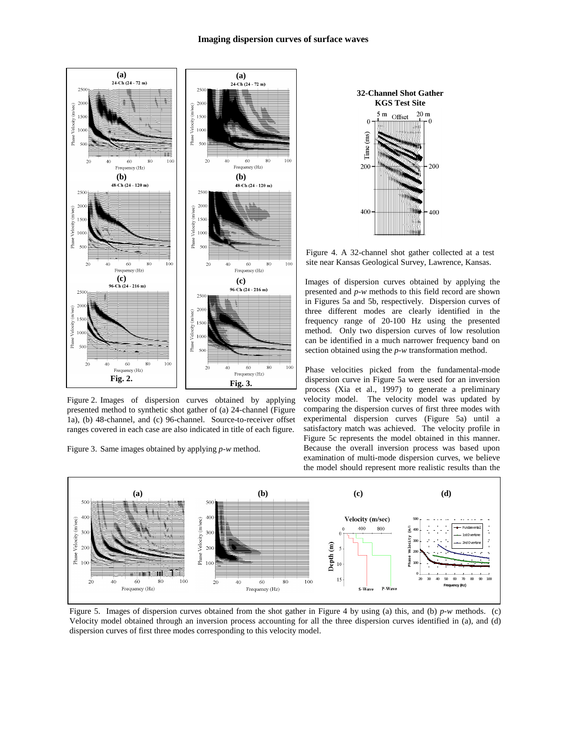Figure 2. Images of dispersion curves obtained by applying presented method to synthetic shot gather of (a) 24-channel (Figure 1a), (b) 48-channel, and (c) 96-channel. Source-to-receiver offset ranges covered in each case are also indicated in title of each figure.

Figure 3. Same images obtained by applying *p-w* method.

Figure 4. A 32-channel shot gather collected at a test site near Kansas Geological Survey, Lawrence, Kansas.

Images of dispersion curves obtained by applying the presented and *p-w* methods to this field record are shown in Figures 5a and 5b, respectively. Dispersion curves of three different modes are clearly identified in the frequency range of 20-100 Hz using the presented method. Only two dispersion curves of low resolution can be identified in a much narrower frequency band on section obtained using the *p-w* transformation method.

Phase velocities picked from the fundamental-mode dispersion curve in Figure 5a were used for an inversion process (Xia et al., 1997) to generate a preliminary velocity model. The velocity model was updated by comparing the dispersion curves of first three modes with experimental dispersion curves (Figure 5a) until a satisfactory match was achieved. The velocity profile in Figure 5c represents the model obtained in this manner. Because the overall inversion process was based upon examination of multi-mode dispersion curves, we believe the model should represent more realistic results than the

Figure 5. Images of dispersion curves obtained from the shot gather in Figure 4 by using (a) this, and (b) *p-w* methods. (c) Velocity model obtained through an inversion process accounting for all the three dispersion curves identified in (a), and (d) dispersion curves of first three modes corresponding to this velocity model.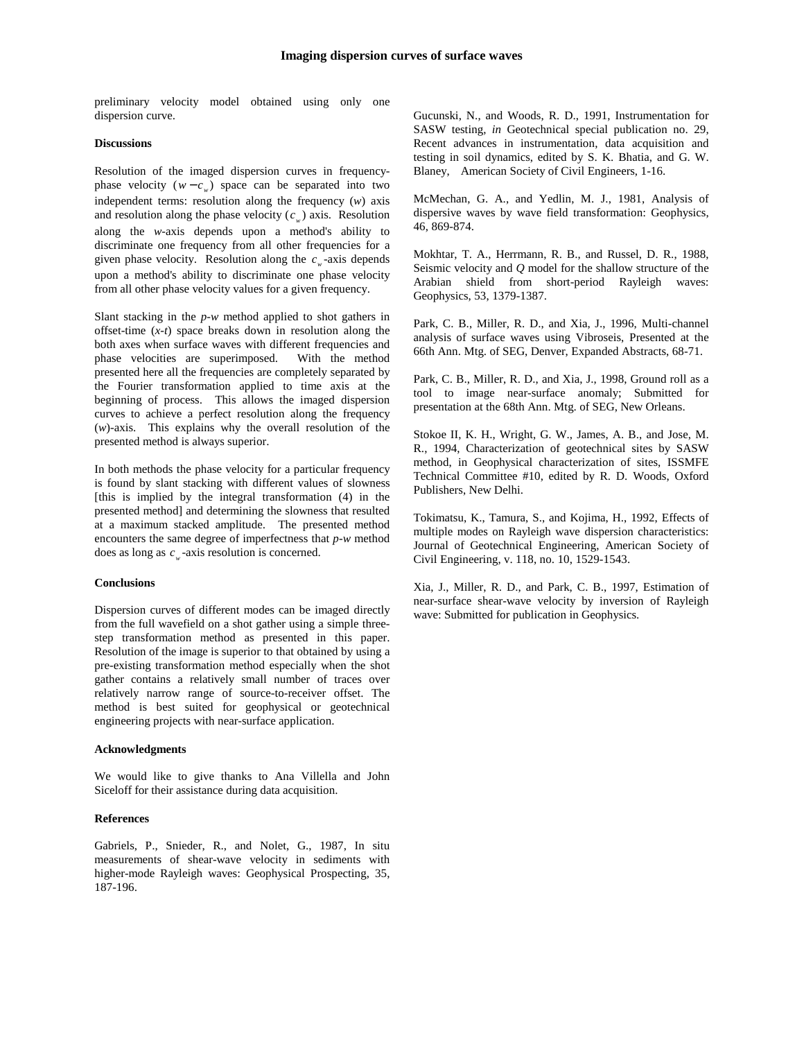preliminary velocity model obtained using only one dispersion curve.

## Discussions

Resolution of the imaged dispersion curves in frequency-phase velocity ($w - c_w$) space can be separated into two independent terms: resolution along the frequency ($w$) axis and resolution along the phase velocity ($c_w$) axis. Resolution along the $w$-axis depends upon a method's ability to discriminate one frequency from all other frequencies for a given phase velocity. Resolution along the $c_w$-axis depends upon a method's ability to discriminate one phase velocity from all other phase velocity values for a given frequency.

Slant stacking in the *p-w* method applied to shot gathers in offset-time (*x-t*) space breaks down in resolution along the both axes when surface waves with different frequencies and phase velocities are superimposed. With the method presented here all the frequencies are completely separated by the Fourier transformation applied to time axis at the beginning of process. This allows the imaged dispersion curves to achieve a perfect resolution along the frequency ($w$)-axis. This explains why the overall resolution of the presented method is always superior.

In both methods the phase velocity for a particular frequency is found by slant stacking with different values of slowness [this is implied by the integral transformation (4) in the presented method] and determining the slowness that resulted at a maximum stacked amplitude. The presented method encounters the same degree of imperfectness that *p-w* method does as long as $c_w$-axis resolution is concerned.

## Conclusions

Dispersion curves of different modes can be imaged directly from the full wavefield on a shot gather using a simple three-step transformation method as presented in this paper. Resolution of the image is superior to that obtained by using a pre-existing transformation method especially when the shot gather contains a relatively small number of traces over relatively narrow range of source-to-receiver offset. The method is best suited for geophysical or geotechnical engineering projects with near-surface application.

## Acknowledgments

We would like to give thanks to Ana Villella and John Siceloff for their assistance during data acquisition.

## References

Gabriels, P., Snieder, R., and Nolet, G., 1987, In situ measurements of shear-wave velocity in sediments with higher-mode Rayleigh waves: Geophysical Prospecting, 35, 187-196.

Gucunski, N., and Woods, R. D., 1991, Instrumentation for SASW testing, *in* Geotechnical special publication no. 29, Recent advances in instrumentation, data acquisition and testing in soil dynamics, edited by S. K. Bhatia, and G. W. Blaney, American Society of Civil Engineers, 1-16.

McMechan, G. A., and Yedlin, M. J., 1981, Analysis of dispersive waves by wave field transformation: Geophysics, 46, 869-874.

Mokhtar, T. A., Herrmann, R. B., and Russel, D. R., 1988, Seismic velocity and *Q* model for the shallow structure of the Arabian shield from short-period Rayleigh waves: Geophysics, 53, 1379-1387.

Park, C. B., Miller, R. D., and Xia, J., 1996, Multi-channel analysis of surface waves using Vibroseis, Presented at the 66th Ann. Mtg. of SEG, Denver, Expanded Abstracts, 68-71.

Park, C. B., Miller, R. D., and Xia, J., 1998, Ground roll as a tool to image near-surface anomaly; Submitted for presentation at the 68th Ann. Mtg. of SEG, New Orleans.

Stokoe II, K. H., Wright, G. W., James, A. B., and Jose, M. R., 1994, Characterization of geotechnical sites by SASW method, in Geophysical characterization of sites, ISSMFE Technical Committee #10, edited by R. D. Woods, Oxford Publishers, New Delhi.

Tokimatsu, K., Tamura, S., and Kojima, H., 1992, Effects of multiple modes on Rayleigh wave dispersion characteristics: Journal of Geotechnical Engineering, American Society of Civil Engineering, v. 118, no. 10, 1529-1543.

Xia, J., Miller, R. D., and Park, C. B., 1997, Estimation of near-surface shear-wave velocity by inversion of Rayleigh wave: Submitted for publication in Geophysics.